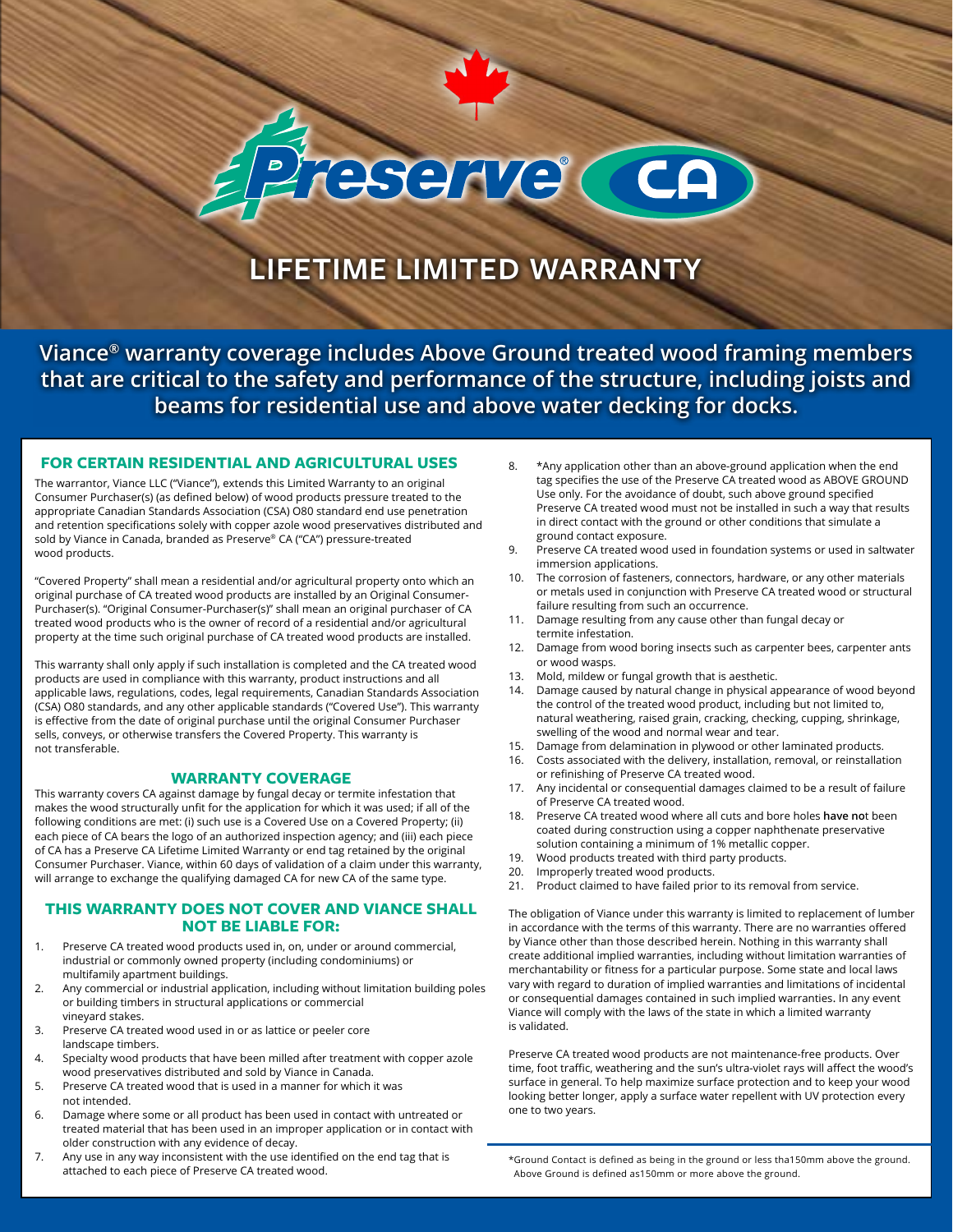# Preserve® CA

# LIFETIME LIMITED WARRANTY

**Viance® warranty coverage includes Above Ground treated wood framing members that are critical to the safety and performance of the structure, including joists and beams for residential use and above water decking for docks.**

## FOR CERTAIN RESIDENTIAL AND AGRICULTURAL USES

The warrantor, Viance LLC ("Viance"), extends this Limited Warranty to an original Consumer Purchaser(s) (as defined below) of wood products pressure treated to the appropriate Canadian Standards Association (CSA) O80 standard end use penetration and retention specifications solely with copper azole wood preservatives distributed and sold by Viance in Canada, branded as Preserve® CA ("CA") pressure-treated wood products.

"Covered Property" shall mean a residential and/or agricultural property onto which an original purchase of CA treated wood products are installed by an Original Consumer-Purchaser(s). "Original Consumer-Purchaser(s)" shall mean an original purchaser of CA treated wood products who is the owner of record of a residential and/or agricultural property at the time such original purchase of CA treated wood products are installed.

This warranty shall only apply if such installation is completed and the CA treated wood products are used in compliance with this warranty, product instructions and all applicable laws, regulations, codes, legal requirements, Canadian Standards Association (CSA) O80 standards, and any other applicable standards ("Covered Use"). This warranty is effective from the date of original purchase until the original Consumer Purchaser sells, conveys, or otherwise transfers the Covered Property. This warranty is not transferable.

## WARRANTY COVERAGE

This warranty covers CA against damage by fungal decay or termite infestation that makes the wood structurally unfit for the application for which it was used; if all of the following conditions are met: (i) such use is a Covered Use on a Covered Property; (ii) each piece of CA bears the logo of an authorized inspection agency; and (iii) each piece of CA has a Preserve CA Lifetime Limited Warranty or end tag retained by the original Consumer Purchaser. Viance, within 60 days of validation of a claim under this warranty, will arrange to exchange the qualifying damaged CA for new CA of the same type.

## THIS WARRANTY DOES NOT COVER AND VIANCE SHALL NOT BE LIABLE FOR:

1. Preserve CA treated wood products used in, on, under or around commercial, industrial or commonly owned property (including condominiums) or multifamily apartment buildings.
2. Any commercial or industrial application, including without limitation building poles or building timbers in structural applications or commercial vineyard stakes.
3. Preserve CA treated wood used in or as lattice or peeler core landscape timbers.
4. Specialty wood products that have been milled after treatment with copper azole wood preservatives distributed and sold by Viance in Canada.
5. Preserve CA treated wood that is used in a manner for which it was not intended.
6. Damage where some or all product has been used in contact with untreated or treated material that has been used in an improper application or in contact with older construction with any evidence of decay.
7. Any use in any way inconsistent with the use identified on the end tag that is attached to each piece of Preserve CA treated wood.
8. *Any application other than an above-ground application when the end tag specifies the use of the Preserve CA treated wood as ABOVE GROUND Use only. For the avoidance of doubt, such above ground specified Preserve CA treated wood must not be installed in such a way that results in direct contact with the ground or other conditions that simulate a ground contact exposure.
9. Preserve CA treated wood used in foundation systems or used in saltwater immersion applications.
10. The corrosion of fasteners, connectors, hardware, or any other materials or metals used in conjunction with Preserve CA treated wood or structural failure resulting from such an occurrence.
11. Damage resulting from any cause other than fungal decay or termite infestation.
12. Damage from wood boring insects such as carpenter bees, carpenter ants or wood wasps.
13. Mold, mildew or fungal growth that is aesthetic.
14. Damage caused by natural change in physical appearance of wood beyond the control of the treated wood product, including but not limited to, natural weathering, raised grain, cracking, checking, cupping, shrinkage, swelling of the wood and normal wear and tear.
15. Damage from delamination in plywood or other laminated products.
16. Costs associated with the delivery, installation, removal, or reinstallation or refinishing of Preserve CA treated wood.
17. Any incidental or consequential damages claimed to be a result of failure of Preserve CA treated wood.
18. Preserve CA treated wood where all cuts and bore holes **have not** been coated during construction using a copper naphthenate preservative solution containing a minimum of 1% metallic copper.
19. Wood products treated with third party products.
20. Improperly treated wood products.
21. Product claimed to have failed prior to its removal from service.

The obligation of Viance under this warranty is limited to replacement of lumber in accordance with the terms of this warranty. There are no warranties offered by Viance other than those described herein. Nothing in this warranty shall create additional implied warranties, including without limitation warranties of merchantability or fitness for a particular purpose. Some state and local laws vary with regard to duration of implied warranties and limitations of incidental or consequential damages contained in such implied warranties. In any event Viance will comply with the laws of the state in which a limited warranty is validated.

Preserve CA treated wood products are not maintenance-free products. Over time, foot traffic, weathering and the sun's ultra-violet rays will affect the wood's surface in general. To help maximize surface protection and to keep your wood looking better longer, apply a surface water repellent with UV protection every one to two years.

*Ground Contact is defined as being in the ground or less tha150mm above the ground. Above Ground is defined as150mm or more above the ground.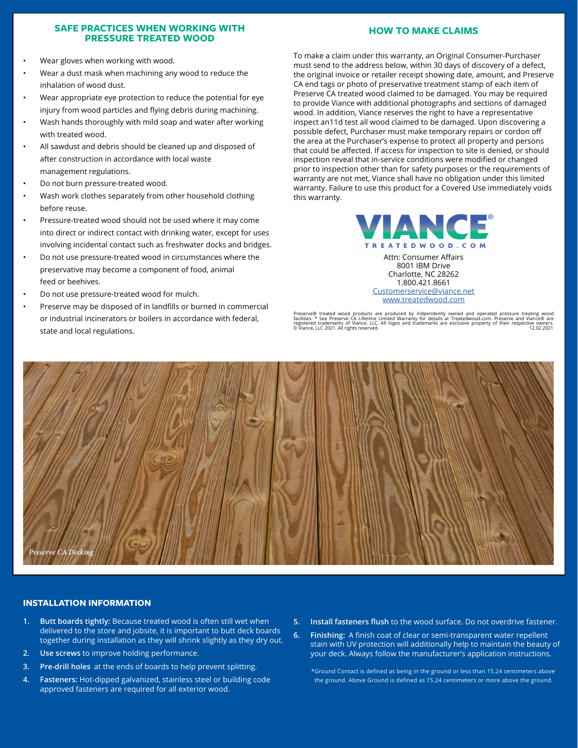## SAFE PRACTICES WHEN WORKING WITH PRESSURE TREATED WOOD

- Wear gloves when working with wood.
- Wear a dust mask when machining any wood to reduce the inhalation of wood dust.
- Wear appropriate eye protection to reduce the potential for eye injury from wood particles and flying debris during machining.
- Wash hands thoroughly with mild soap and water after working with treated wood.
- All sawdust and debris should be cleaned up and disposed of after construction in accordance with local waste management regulations.
- Do not burn pressure-treated wood.
- Wash work clothes separately from other household clothing before reuse.
- Pressure-treated wood should not be used where it may come into direct or indirect contact with drinking water, except for uses involving incidental contact such as freshwater docks and bridges.
- Do not use pressure-treated wood in circumstances where the preservative may become a component of food, animal feed or beehives.
- Do not use pressure-treated wood for mulch.
- Preserve may be disposed of in landfills or burned in commercial or industrial incinerators or boilers in accordance with federal, state and local regulations.

## HOW TO MAKE CLAIMS

To make a claim under this warranty, an Original Consumer-Purchaser must send to the address below, within 30 days of discovery of a defect, the original invoice or retailer receipt showing date, amount, and Preserve CA end tags or photo of preservative treatment stamp of each item of Preserve CA treated wood claimed to be damaged. You may be required to provide Viance with additional photographs and sections of damaged wood. In addition, Viance reserves the right to have a representative inspect an11d test all wood claimed to be damaged. Upon discovering a possible defect, Purchaser must make temporary repairs or cordon off the area at the Purchaser's expense to protect all property and persons that could be affected. If access for inspection to site is denied, or should inspection reveal that in-service conditions were modified or changed prior to inspection other than for safety purposes or the requirements of warranty are not met, Viance shall have no obligation under this limited warranty. Failure to use this product for a Covered Use immediately voids this warranty.

VIANCE®
TREATEDWOOD.COM

Attn: Consumer Affairs
8001 IBM Drive
Charlotte, NC 28262
1.800.421.8661
Customerservice@viance.net
www.treatedwood.com

Preserve® treated wood products are produced by indpendently owned and operated pressure treating wood facilities. * See Preserve CA Lifetime Limited Warranty for details at Treatedwood.com. Preserve and Viance® are registered trademarks of Viance, LLC. All logos and trademarks are exclusive property of their respective owners. © Viance, LLC 2021. All rights reserved. 12.02.2021

*Preserve CA Decking*

## INSTALLATION INFORMATION

1. **Butt boards tightly:** Because treated wood is often still wet when delivered to the store and jobsite, it is important to butt deck boards together during installation as they will shrink slightly as they dry out.
2. **Use screws** to improve holding performance.
3. **Pre-drill holes** at the ends of boards to help prevent splitting.
4. **Fasteners:** Hot-dipped galvanized, stainless steel or building code approved fasteners are required for all exterior wood.
5. **Install fasteners flush** to the wood surface. Do not overdrive fastener.
6. **Finishing:** A finish coat of clear or semi-transparent water repellent stain with UV protection will additionally help to maintain the beauty of your deck. Always follow the manufacturer's application instructions.

*Ground Contact is defined as being in the ground or less than 15.24 centimeters above the ground. Above Ground is defined as 15.24 centimeters or more above the ground.